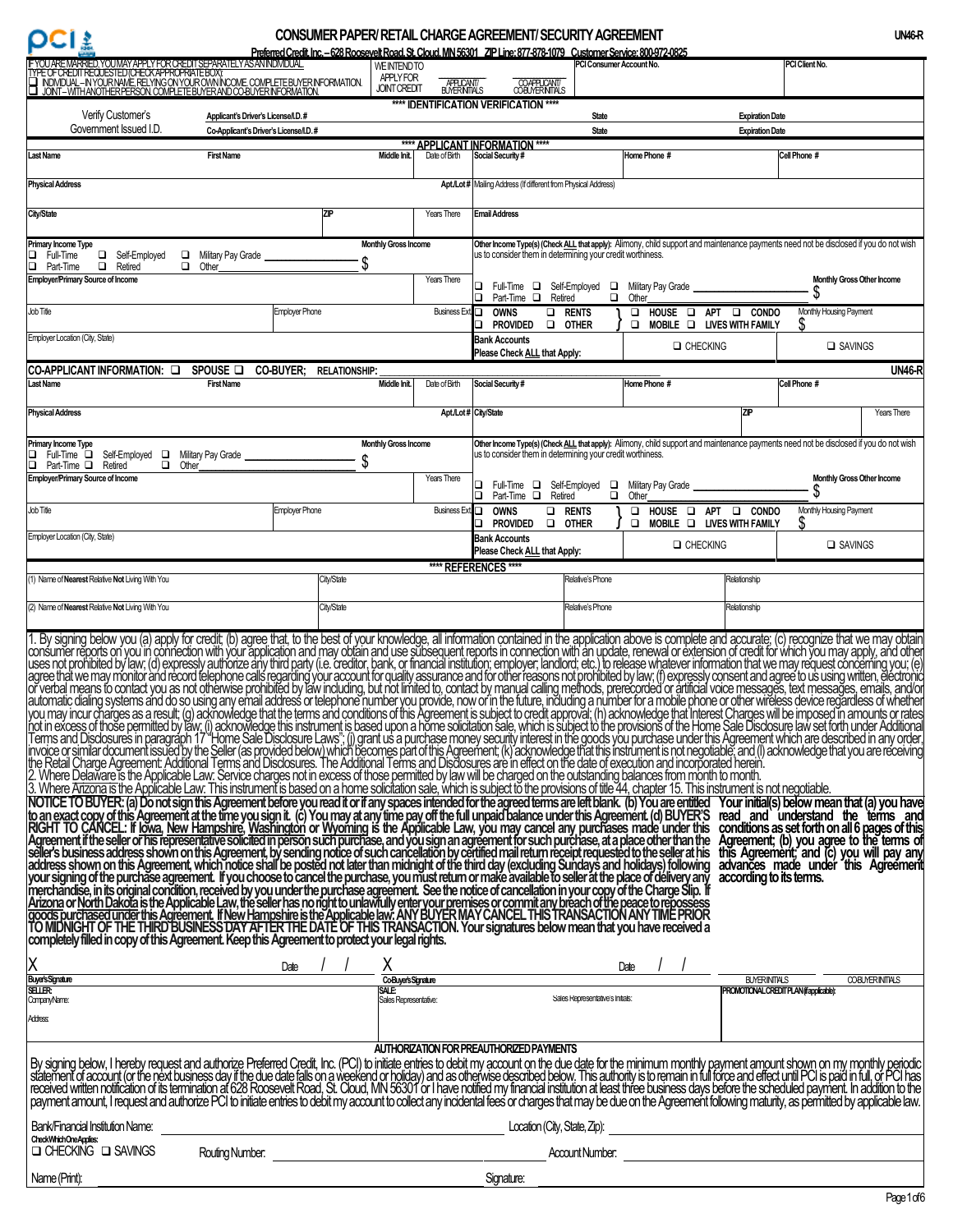# CONSUMER PAPER/ RETAIL CHARGE AGREEMENT/ SECURITY AGREEMENT

UN46-R

**Preferred Credit, Inc. – 628 Roosevelt Road, St. Cloud, MN 56301 ZIP Line: 877-878-1079 Customer Service: 800-972-0825**

IF YOU ARE MARRIED, YOU MAY APPLY FOR CREDIT SEPARATELY AS AN INDIVIDUAL.
TYPE OF CREDIT REQUESTED (CHECK APPROPRIATE BOX):
- ☐ INDIVIDUAL – IN YOUR NAME, RELYING ON YOUR OWN INCOME. COMPLETE BUYER INFORMATION.
- ☐ JOINT – WITH ANOTHER PERSON. COMPLETE BUYER AND CO-BUYER INFORMATION.

WE INTEND TO APPLY FOR JOINT CREDIT: ______ APPLICANT/ BUYER INITIALS ______ CO-APPLICANT/ CO-BUYER INITIALS

PCI Consumer Account No. | PCI Client No.

## **** IDENTIFICATION VERIFICATION ****

| Verify Customer's Government Issued I.D. | | | |
|---|---|---|---|
| Applicant's Driver's License/I.D. # | | State | Expiration Date |
| Co-Applicant's Driver's License/I.D. # | | State | Expiration Date |

## **** APPLICANT INFORMATION ****

| Last Name | First Name | Middle Init. | Date of Birth | Social Security # | Home Phone # | Cell Phone # |
|---|---|---|---|---|---|---|
| | | | | | | |

| Physical Address | Apt./Lot # | Mailing Address (If different from Physical Address) |
|---|---|---|
| | | |

| City/State | ZIP | Years There | Email Address |
|---|---|---|---|
| | | | |

**Primary Income Type**
☐ Full-Time ☐ Self-Employed ☐ Military Pay Grade ______
☐ Part-Time ☐ Retired ☐ Other ______

Monthly Gross Income $

Other Income Type(s) (Check ALL that apply): Alimony, child support and maintenance payments need not be disclosed if you do not wish us to consider them in determining your credit worthiness.
☐ Full-Time ☐ Self-Employed ☐ Military Pay Grade ______
☐ Part-Time ☐ Retired ☐ Other ______
Monthly Gross Other Income $

Employer/Primary Source of Income | Years There

Job Title | Employer Phone | Business Ext.

☐ OWNS ☐ RENTS ☐ PROVIDED ☐ OTHER } ☐ HOUSE ☐ APT ☐ CONDO ☐ MOBILE ☐ LIVES WITH FAMILY
Monthly Housing Payment $

Employer Location (City, State)

Bank Accounts — Please Check ALL that Apply: ☐ CHECKING ☐ SAVINGS

## CO-APPLICANT INFORMATION: ☐ SPOUSE ☐ CO-BUYER; RELATIONSHIP: ______

UN46-R

| Last Name | First Name | Middle Init. | Date of Birth | Social Security # | Home Phone # | Cell Phone # |
|---|---|---|---|---|---|---|
| | | | | | | |

| Physical Address | Apt./Lot # | City/State | ZIP | Years There |
|---|---|---|---|---|
| | | | | |

**Primary Income Type**
☐ Full-Time ☐ Self-Employed ☐ Military Pay Grade ______
☐ Part-Time ☐ Retired ☐ Other ______

Monthly Gross Income $

Other Income Type(s) (Check ALL that apply): Alimony, child support and maintenance payments need not be disclosed if you do not wish us to consider them in determining your credit worthiness.
☐ Full-Time ☐ Self-Employed ☐ Military Pay Grade ______
☐ Part-Time ☐ Retired ☐ Other ______
Monthly Gross Other Income $

Employer/Primary Source of Income | Years There

Job Title | Employer Phone | Business Ext.

☐ OWNS ☐ RENTS ☐ PROVIDED ☐ OTHER } ☐ HOUSE ☐ APT ☐ CONDO ☐ MOBILE ☐ LIVES WITH FAMILY
Monthly Housing Payment $

Employer Location (City, State)

Bank Accounts — Please Check ALL that Apply: ☐ CHECKING ☐ SAVINGS

## **** REFERENCES ****

| | City/State | Relative's Phone | Relationship |
|---|---|---|---|
| (1) Name of **Nearest** Relative **Not** Living With You | | | |
| (2) Name of **Nearest** Relative **Not** Living With You | | | |

1. By signing below you (a) apply for credit; (b) agree that, to the best of your knowledge, all information contained in the application above is complete and accurate; (c) recognize that we may obtain consumer reports on you in connection with your application and may obtain and use subsequent reports in connection with an update, renewal or extension of credit for which you may apply, and other uses not prohibited by law; (d) expressly authorize any third party (i.e. creditor, bank, or financial institution; employer; landlord; etc.) to release whatever information that we may request concerning you; (e) agree that we may monitor and record telephone calls regarding your account for quality assurance and for other reasons not prohibited by law; (f) expressly consent and agree to us using written, electronic or verbal means to contact you as not otherwise prohibited by law including, but not limited to, contact by manual calling methods, prerecorded or artificial voice messages, text messages, emails, and/or automatic dialing systems and do so using any email address or telephone number you provide, now or in the future, including a number for a mobile phone or other wireless device regardless of whether you may incur charges as a result; (g) acknowledge that the terms and conditions of this Agreement is subject to credit approval; (h) acknowledge that Interest Charges will be imposed in amounts or rates not in excess of those permitted by law; (i) acknowledge this instrument is based upon a home solicitation sale, which is subject to the provisions of the Home Sale Disclosure law set forth under Additional Terms and Disclosures in paragraph 17 "Home Sale Disclosure Laws"; (j) grant us a purchase money security interest in the goods you purchase under this Agreement which are described in any order, invoice or similar document issued by the Seller (as provided below) which becomes part of this Agreement; (k) acknowledge that this instrument is not negotiable; and (l) acknowledge that you are receiving the Retail Charge Agreement: Additional Terms and Disclosures. The Additional Terms and Disclosures are in effect on the date of execution and incorporated herein.
2. Where Delaware is the Applicable Law: Service charges not in excess of those permitted by law will be charged on the outstanding balances from month to month.
3. Where Arizona is the Applicable Law: This instrument is based on a home solicitation sale, which is subject to the provisions of title 44, chapter 15. This instrument is not negotiable.

**NOTICE TO BUYER: (a) Do not sign this Agreement before you read it or if any spaces intended for the agreed terms are left blank. (b) You are entitled to an exact copy of this Agreement at the time you sign it. (c) You may at any time pay off the full unpaid balance under this Agreement. (d) BUYER'S RIGHT TO CANCEL: If Iowa, New Hampshire, Washington or Wyoming is the Applicable Law, you may cancel any purchases made under this Agreement if the seller or his representative solicited in person such purchase, and you sign an agreement for such purchase, at a place other than the seller's business address shown on this Agreement, by sending notice of such cancellation by certified mail return receipt requested to the seller at his address shown on this Agreement, which notice shall be posted not later than midnight of the third day (excluding Sundays and holidays) following your signing of the purchase agreement. If you choose to cancel the purchase, you must return or make available to seller at the place of delivery any merchandise, in its original condition, received by you under the purchase agreement. See the notice of cancellation in your copy of the Charge Slip. If Arizona or North Dakota is the Applicable Law, the seller has no right to unlawfully enter your premises or commit any breach of the peace to repossess goods purchased under this Agreement. If New Hampshire is the Applicable law: ANY BUYER MAY CANCEL THIS TRANSACTION ANY TIME PRIOR TO MIDNIGHT OF THE THIRD BUSINESS DAY AFTER THE DATE OF THIS TRANSACTION. Your signatures below mean that you have received a completely filled in copy of this Agreement. Keep this Agreement to protect your legal rights.**

**Your initial(s) below mean that (a) you have read and understand the terms and conditions as set forth on all 6 pages of this Agreement; (b) you agree to the terms of this Agreement; and (c) you will pay any advances made under this Agreement according to its terms.**

X ______ Date ___/___/___ — Buyer's Signature

X ______ Date ___/___/___ — Co-Buyer's Signature

______ BUYER INITIALS ______ CO-BUYER INITIALS

SELLER:
Company Name:
Address:

SALE:
Sales Representative: ______ Sales Representative's Initials: ______

PROMOTIONAL CREDIT PLAN (if applicable):

## AUTHORIZATION FOR PREAUTHORIZED PAYMENTS

By signing below, I hereby request and authorize Preferred Credit, Inc. (PCI) to initiate entries to debit my account on the due date for the minimum monthly payment amount shown on my monthly periodic statement of account (or the next business day if the due date falls on a weekend or holiday) and as otherwise described below. This authority is to remain in full force and effect until PCI is paid in full, or PCI has received written notification of its termination at 628 Roosevelt Road, St. Cloud, MN 56301 or I have notified my financial institution at least three business days before the scheduled payment. In addition to the payment amount, I request and authorize PCI to initiate entries to debit my account to collect any incidental fees or charges that may be due on the Agreement following maturity, as permitted by applicable law.

Bank/Financial Institution Name: ______ Location (City, State, Zip): ______

Check Which One Applies: ☐ CHECKING ☐ SAVINGS
Routing Number: ______ Account Number: ______

Name (Print): ______ Signature: ______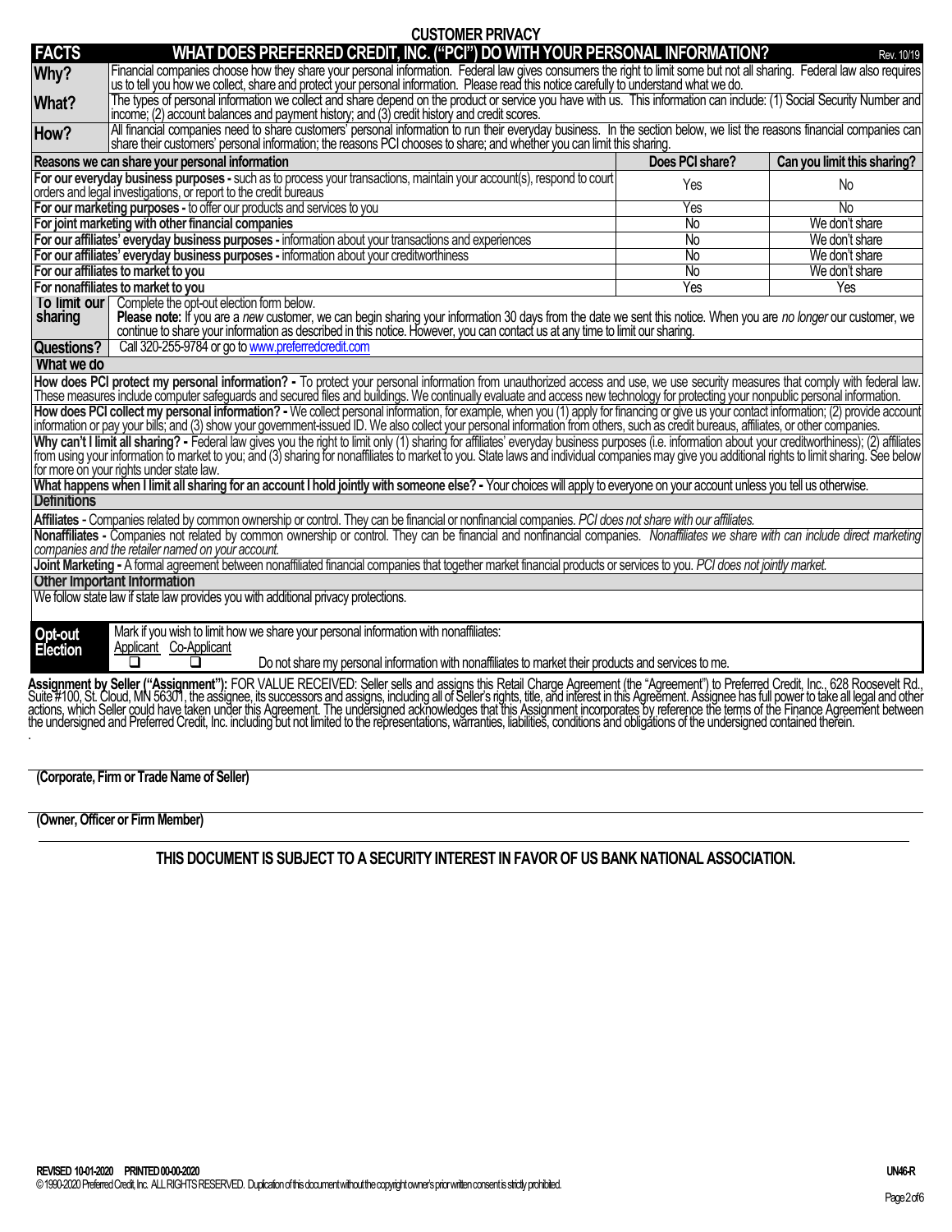# CUSTOMER PRIVACY

| FACTS | WHAT DOES PREFERRED CREDIT, INC. ("PCI") DO WITH YOUR PERSONAL INFORMATION? Rev. 10/19 |
|---|---|
| **Why?** | Financial companies choose how they share your personal information. Federal law gives consumers the right to limit some but not all sharing. Federal law also requires us to tell you how we collect, share and protect your personal information. Please read this notice carefully to understand what we do. |
| **What?** | The types of personal information we collect and share depend on the product or service you have with us. This information can include: (1) Social Security Number and income; (2) account balances and payment history; and (3) credit history and credit scores. |
| **How?** | All financial companies need to share customers' personal information to run their everyday business. In the section below, we list the reasons financial companies can share their customers' personal information; the reasons PCI chooses to share; and whether you can limit this sharing. |

| Reasons we can share your personal information | Does PCI share? | Can you limit this sharing? |
|---|---|---|
| **For our everyday business purposes -** such as to process your transactions, maintain your account(s), respond to court orders and legal investigations, or report to the credit bureaus | Yes | No |
| **For our marketing purposes -** to offer our products and services to you | Yes | No |
| **For joint marketing with other financial companies** | No | We don't share |
| **For our affiliates' everyday business purposes -** information about your transactions and experiences | No | We don't share |
| **For our affiliates' everyday business purposes -** information about your creditworthiness | No | We don't share |
| **For our affiliates to market to you** | No | We don't share |
| **For nonaffiliates to market to you** | Yes | Yes |

| | |
|---|---|
| **To limit our sharing** | Complete the opt-out election form below. **Please note:** If you are a *new* customer, we can begin sharing your information 30 days from the date we sent this notice. When you are *no longer* our customer, we continue to share your information as described in this notice. However, you can contact us at any time to limit our sharing. |
| **Questions?** | Call 320-255-9784 or go to www.preferredcredit.com |

## What we do

**How does PCI protect my personal information? -** To protect your personal information from unauthorized access and use, we use security measures that comply with federal law. These measures include computer safeguards and secured files and buildings. We continually evaluate and access new technology for protecting your nonpublic personal information.

**How does PCI collect my personal information? -** We collect personal information, for example, when you (1) apply for financing or give us your contact information; (2) provide account information or pay your bills; and (3) show your government-issued ID. We also collect your personal information from others, such as credit bureaus, affiliates, or other companies.

**Why can't I limit all sharing? -** Federal law gives you the right to limit only (1) sharing for affiliates' everyday business purposes (i.e. information about your creditworthiness); (2) affiliates from using your information to market to you; and (3) sharing for nonaffiliates to market to you. State laws and individual companies may give you additional rights to limit sharing. See below for more on your rights under state law.

**What happens when I limit all sharing for an account I hold jointly with someone else? -** Your choices will apply to everyone on your account unless you tell us otherwise.

## Definitions

**Affiliates -** Companies related by common ownership or control. They can be financial or nonfinancial companies. *PCI does not share with our affiliates.*

**Nonaffiliates -** Companies not related by common ownership or control. They can be financial and nonfinancial companies. *Nonaffiliates we share with can include direct marketing companies and the retailer named on your account.*

**Joint Marketing -** A formal agreement between nonaffiliated financial companies that together market financial products or services to you. *PCI does not jointly market.*

## Other Important Information

We follow state law if state law provides you with additional privacy protections.

**Opt-out Election**

Mark if you wish to limit how we share your personal information with nonaffiliates:

Applicant Co-Applicant

☐ ☐ Do not share my personal information with nonaffiliates to market their products and services to me.

**Assignment by Seller ("Assignment"):** FOR VALUE RECEIVED: Seller sells and assigns this Retail Charge Agreement (the "Agreement") to Preferred Credit, Inc., 628 Roosevelt Rd., Suite #100, St. Cloud, MN 56301, the assignee, its successors and assigns, including all of Seller's rights, title, and interest in this Agreement. Assignee has full power to take all legal and other actions, which Seller could have taken under this Agreement. The undersigned acknowledges that this Assignment incorporates by reference the terms of the Finance Agreement between the undersigned and Preferred Credit, Inc. including but not limited to the representations, warranties, liabilities, conditions and obligations of the undersigned contained therein.

**(Corporate, Firm or Trade Name of Seller)**

**(Owner, Officer or Firm Member)**

**THIS DOCUMENT IS SUBJECT TO A SECURITY INTEREST IN FAVOR OF US BANK NATIONAL ASSOCIATION.**

REVISED 10-01-2020 PRINTED 00-00-2020 UN46-R

© 1990-2020 Preferred Credit, Inc. ALL RIGHTS RESERVED. Duplication of this document without the copyright owner's prior written consent is strictly prohibited.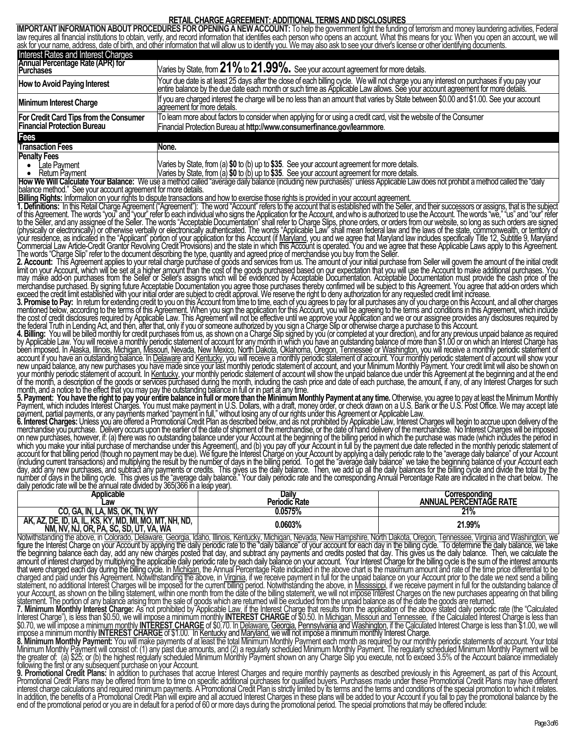# RETAIL CHARGE AGREEMENT: ADDITIONAL TERMS AND DISCLOSURES

**IMPORTANT INFORMATION ABOUT PROCEDURES FOR OPENING A NEW ACCOUNT:** To help the government fight the funding of terrorism and money laundering activities, Federal law requires all financial institutions to obtain, verify, and record information that identifies each person who opens an account. What this means for you: When you open an account, we will ask for your name, address, date of birth, and other information that will allow us to identify you. We may also ask to see your driver's license or other identifying documents.

| Interest Rates and Interest Charges | |
|---|---|
| **Annual Percentage Rate (APR) for Purchases** | Varies by State, from **21%** to **21.99%.** See your account agreement for more details. |
| **How to Avoid Paying Interest** | Your due date is at least 25 days after the close of each billing cycle. We will not charge you any interest on purchases if you pay your entire balance by the due date each month or such time as Applicable Law allows. See your account agreement for more details. |
| **Minimum Interest Charge** | If you are charged interest the charge will be no less than an amount that varies by State between $0.00 and $1.00. See your account agreement for more details. |
| **For Credit Card Tips from the Consumer Financial Protection Bureau** | To learn more about factors to consider when applying for or using a credit card, visit the website of the Consumer Financial Protection Bureau at **http://www.consumerfinance.gov/learnmore**. |
| **Fees** | |
| **Transaction Fees** | **None.** |
| **Penalty Fees** | |
| • Late Payment | Varies by State, from (a) **$0** to (b) up to **$35**. See your account agreement for more details. |
| • Return Payment | Varies by State, from (a) **$0** to (b) up to **$35**. See your account agreement for more details. |

**How We Will Calculate Your Balance:** We use a method called "average daily balance (including new purchases)" unless Applicable Law does not prohibit a method called the "daily balance method." See your account agreement for more details.

**Billing Rights:** Information on your rights to dispute transactions and how to exercise those rights is provided in your account agreement.

**1. Definitions:** In this Retail Charge Agreement ("Agreement"): The word "Account" refers to the account that is established with the Seller, and their successors or assigns, that is the subject of this Agreement. The words "you" and "your" refer to each individual who signs the Application for the Account, and who is authorized to use the Account. The words "we," "us" and "our" refer to the Seller, and any assignee of the Seller. The words "Acceptable Documentation" shall refer to Charge Slips, phone orders, or orders from our website, so long as such orders are signed (physically or electronically) or otherwise verbally or electronically authenticated. The words "Applicable Law" shall mean federal law and the laws of the state, commonwealth, or territory of your residence, as indicated in the "Applicant" portion of your application for this Account (if Maryland, you and we agree that Maryland law includes specifically Title 12, Subtitle 9, Maryland Commercial Law Article-Credit Grantor Revolving Credit Provisions) and the state in which this Account is operated. You and we agree that these Applicable Laws apply to this Agreement. The words "Charge Slip" refer to the document describing the type, quantity and agreed price of merchandise you buy from the Seller.

**2. Account:** This Agreement applies to your retail charge purchase of goods and services from us. The amount of your initial purchase from Seller will govern the amount of the initial credit limit on your Account, which will be set at a higher amount than the cost of the goods purchased based on our expectation that you will use the Account to make additional purchases. You may make add-on purchases from the Seller or Seller's assigns which will be evidenced by Acceptable Documentation. Acceptable Documentation must provide the cash price of the merchandise purchased. By signing future Acceptable Documentation you agree those purchases thereby confirmed will be subject to this Agreement. You agree that add-on orders which exceed the credit limit established with your initial order are subject to credit approval. We reserve the right to deny authorization for any requested credit limit increase.

**3. Promise to Pay:** In return for extending credit to you on this Account from time to time, each of you agrees to pay for all purchases any of you charge on this Account, and all other charges mentioned below, according to the terms of this Agreement. When you sign the application for this Account, you will be agreeing to the terms and conditions in this Agreement, which include the cost of credit disclosures required by Applicable Law. This Agreement will not be effective until we approve your Application and we or our assignee provides any disclosures required by the federal Truth in Lending Act, and then, after that, only if you or someone authorized by you sign a Charge Slip or otherwise charge a purchase to this Account.

**4. Billing:** You will be billed monthly for credit purchases from us, as shown on a Charge Slip signed by you (or completed at your direction), and for any previous unpaid balance as required by Applicable Law. You will receive a monthly periodic statement of account for any month in which you have an outstanding balance of more than $1.00 or on which an Interest Charge has been imposed. In Alaska, Illinois, Michigan, Missouri, Nevada, New Mexico, North Dakota, Oklahoma, Oregon, Tennessee or Washington, you will receive a monthly periodic statement of account if you have an outstanding balance. In Delaware and Kentucky, you will receive a monthly periodic statement of account. Your monthly periodic statement of account will show your new unpaid balance, any new purchases you have made since your last monthly periodic statement of account, and your Minimum Monthly Payment. Your credit limit will also be shown on your monthly periodic statement of account. In Kentucky, your monthly periodic statement of account will show the unpaid balance due under this Agreement at the beginning and at the end of the month, a description of the goods or services purchased during the month, including the cash price and date of each purchase, the amount, if any, of any Interest Charges for such month, and a notice to the effect that you may pay the outstanding balance in full or in part at any time.

**5. Payment: You have the right to pay your entire balance in full or more than the Minimum Monthly Payment at any time.** Otherwise, you agree to pay at least the Minimum Monthly Payment, which includes Interest Charges. You must make payment in U.S. Dollars, with a draft, money order, or check drawn on a U.S. Bank or the U.S. Post Office. We may accept late payment, partial payments, or any payments marked "payment in full," without losing any of our rights under this Agreement or Applicable Law.

**6. Interest Charges:** Unless you are offered a Promotional Credit Plan as described below, and as not prohibited by Applicable Law, Interest Charges will begin to accrue upon delivery of the merchandise you purchase. Delivery occurs upon the earlier of the date of shipment of the merchandise, or the date of hand delivery of the merchandise. No Interest Charges will be imposed on new purchases, however, if: (a) there was no outstanding balance under your Account at the beginning of the billing period in which the purchase was made (which includes the period in which you make your initial purchase of merchandise under this Agreement), and (b) you pay off your Account in full by the payment due date reflected in the monthly periodic statement of account for that billing period (though no payment may be due). We figure the Interest Charge on your Account by applying a daily periodic rate to the "average daily balance" of your Account (including current transactions) and multiplying the result by the number of days in the billing period. To get the "average daily balance" we take the beginning balance of your Account each day, add any new purchases, and subtract any payments or credits. This gives us the daily balance. Then, we add up all the daily balances for the billing cycle and divide the total by the number of days in the billing cycle. This gives us the "average daily balance." Your daily periodic rate and the corresponding Annual Percentage Rate are indicated in the chart below. The daily periodic rate will be the annual rate divided by 365(366 in a leap year).

| Applicable Law | Daily Periodic Rate | Corresponding ANNUAL PERCENTAGE RATE |
|---|---|---|
| CO, GA, IN, LA, MS, OK, TN, WY | 0.0575% | 21% |
| AK, AZ, DE, ID, IA, IL, KS, KY, MD, MI, MO, MT, NH, ND, NM, NV, NJ, OR, PA, SC, SD, UT, VA, WA | 0.0603% | 21.99% |

Notwithstanding the above, in Colorado, Delaware, Georgia, Idaho, Illinois, Kentucky, Michigan, Nevada, New Hampshire, North Dakota, Oregon, Tennessee, Virginia and Washington, we figure the Interest Charge on your Account by applying the daily periodic rate to the "daily balance" of your account for each day in the billing cycle. To determine the daily balance, we take the beginning balance each day, add any new charges posted that day, and subtract any payments and credits posted that day. This gives us the daily balance. Then, we calculate the amount of interest charged by multiplying the applicable daily periodic rate by each daily balance on your account. Your Interest Charge for the billing cycle is the sum of the interest amounts that were charged each day during the billing cycle. In Michigan, the Annual Percentage Rate indicated in the above chart is the maximum amount and rate of the time price differential to be charged and paid under this Agreement. Notwithstanding the above, in Virginia, if we receive payment in full for the unpaid balance on your Account prior to the date we next send a billing statement, no additional Interest Charges will be imposed for the current billing period. Notwithstanding the above, in Mississippi, if we receive payment in full for the outstanding balance of your Account, as shown on the billing statement, within one month from the date of the billing statement, we will not impose Interest Charges on the new purchases appearing on that billing statement. The portion of any balance arising from the sale of goods which are returned will be excluded from the unpaid balance as of the date the goods are returned.

**7. Minimum Monthly Interest Charge:** As not prohibited by Applicable Law, if the Interest Charge that results from the application of the above stated daily periodic rate (the "Calculated Interest Charge"), is less than $0.50, we will impose a minimum monthly **INTEREST CHARGE** of $0.50. In Michigan, Missouri and Tennessee, if the Calculated Interest Charge is less than $0.70, we will impose a minimum monthly **INTEREST CHARGE** of $0.70. In Delaware, Georgia, Pennsylvania and Washington, if the Calculated Interest Charge is less than $1.00, we will impose a minimum monthly **INTEREST CHARGE** of $1.00. In Kentucky and Maryland, we will not impose a minimum monthly Interest Charge.

**8. Minimum Monthly Payment:** You will make payments of at least the total Minimum Monthly Payment each month as required by our monthly periodic statements of account. Your total Minimum Monthly Payment will consist of: (1) any past due amounts, and (2) a regularly scheduled Minimum Monthly Payment. The regularly scheduled Minimum Monthly Payment will be the greater of: (a) $25; or (b) the highest regularly scheduled Minimum Monthly Payment shown on any Charge Slip you execute, not to exceed 3.5% of the Account balance immediately following the first or any subsequent purchase on your Account.

**9. Promotional Credit Plans:** In addition to purchases that accrue Interest Charges and require monthly payments as described previously in this Agreement, as part of this Account, Promotional Credit Plans may be offered from time to time on specific additional purchases for qualified buyers. Purchases made under these Promotional Credit Plans may have different interest charge calculations and required minimum payments. A Promotional Credit Plan is strictly limited by its terms and the terms and conditions of the special promotion to which it relates. In addition, the benefits of a Promotional Credit Plan will expire and all accrued Interest Charges in these plans will be added to your Account if you fail to pay the promotional balance by the end of the promotional period or you are in default for a period of 60 or more days during the promotional period. The special promotions that may be offered include: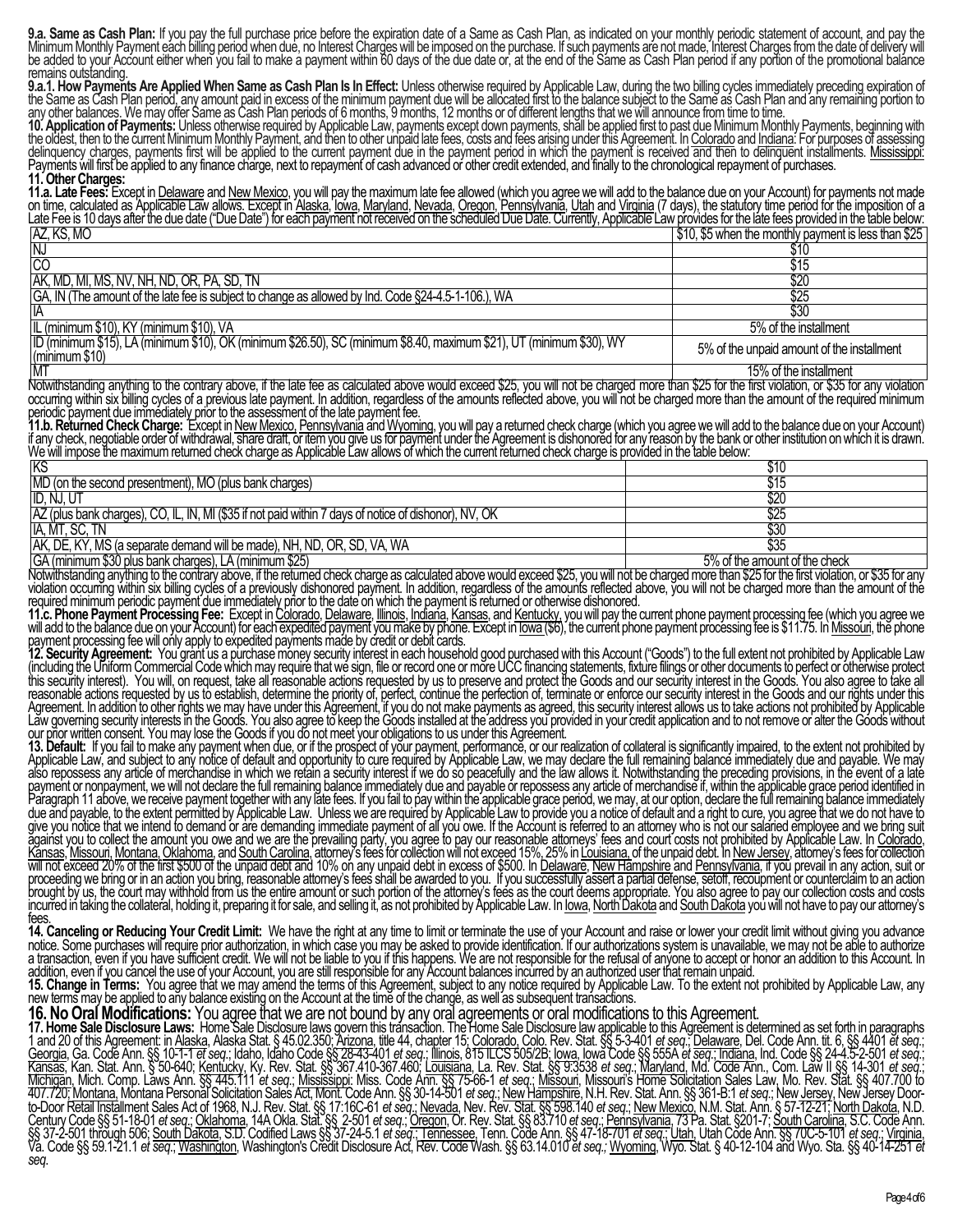**9.a. Same as Cash Plan:** If you pay the full purchase price before the expiration date of a Same as Cash Plan, as indicated on your monthly periodic statement of account, and pay the Minimum Monthly Payment each billing period when due, no Interest Charges will be imposed on the purchase. If such payments are not made, Interest Charges from the date of delivery will be added to your Account either when you fail to make a payment within 60 days of the due date or, at the end of the Same as Cash Plan period if any portion of the promotional balance remains outstanding.

**9.a.1. How Payments Are Applied When Same as Cash Plan Is In Effect:** Unless otherwise required by Applicable Law, during the two billing cycles immediately preceding expiration of the Same as Cash Plan period, any amount paid in excess of the minimum payment due will be allocated first to the balance subject to the Same as Cash Plan and any remaining portion to any other balances. We may offer Same as Cash Plan periods of 6 months, 9 months, 12 months or of different lengths that we will announce from time to time.

**10. Application of Payments:** Unless otherwise required by Applicable Law, payments except down payments, shall be applied first to past due Minimum Monthly Payments, beginning with the oldest, then to the current Minimum Monthly Payment, and then to other unpaid late fees, costs and fees arising under this Agreement. In Colorado and Indiana: For purposes of assessing delinquency charges, payments first will be applied to the current payment due in the payment period in which the payment is received and then to delinquent installments. Mississippi: Payments will first be applied to any finance charge, next to repayment of cash advanced or other credit extended, and finally to the chronological repayment of purchases.

**11. Other Charges:**

**11.a. Late Fees:** Except in Delaware and New Mexico, you will pay the maximum late fee allowed (which you agree we will add to the balance due on your Account) for payments not made on time, calculated as Applicable Law allows. Except in Alaska, Iowa, Maryland, Nevada, Oregon, Pennsylvania, Utah and Virginia (7 days), the statutory time period for the imposition of a Late Fee is 10 days after the due date ("Due Date") for each payment not received on the scheduled Due Date. Currently, Applicable Law provides for the late fees provided in the table below:

| State | Late Fee |
|---|---|
| AZ, KS, MO | $10, $5 when the monthly payment is less than $25 |
| NJ | $10 |
| CO | $15 |
| AK, MD, MI, MS, NV, NH, ND, OR, PA, SD, TN | $20 |
| GA, IN (The amount of the late fee is subject to change as allowed by Ind. Code §24-4.5-1-106.), WA | $25 |
| IA | $30 |
| IL (minimum $10), KY (minimum $10), VA | 5% of the installment |
| ID (minimum $15), LA (minimum $10), OK (minimum $26.50), SC (minimum $8.40, maximum $21), UT (minimum $30), WY (minimum $10) | 5% of the unpaid amount of the installment |
| MT | 15% of the installment |

Notwithstanding anything to the contrary above, if the late fee as calculated above would exceed $25, you will not be charged more than $25 for the first violation, or $35 for any violation occurring within six billing cycles of a previous late payment. In addition, regardless of the amounts reflected above, you will not be charged more than the amount of the required minimum periodic payment due immediately prior to the assessment of the late payment fee.

**11.b. Returned Check Charge:** Except in New Mexico, Pennsylvania and Wyoming, you will pay a returned check charge (which you agree we will add to the balance due on your Account) if any check, negotiable order of withdrawal, share draft, or item you give us for payment under the Agreement is dishonored for any reason by the bank or other institution on which it is drawn. We will impose the maximum returned check charge as Applicable Law allows of which the current returned check charge is provided in the table below:

| State | Returned Check Charge |
|---|---|
| KS | $10 |
| MD (on the second presentment), MO (plus bank charges) | $15 |
| ID, NJ, UT | $20 |
| AZ (plus bank charges), CO, IL, IN, MI ($35 if not paid within 7 days of notice of dishonor), NV, OK | $25 |
| IA, MT, SC, TN | $30 |
| AK, DE, KY, MS (a separate demand will be made), NH, ND, OR, SD, VA, WA | $35 |
| GA (minimum $30 plus bank charges), LA (minimum $25) | 5% of the amount of the check |

Notwithstanding anything to the contrary above, if the returned check charge as calculated above would exceed $25, you will not be charged more than $25 for the first violation, or $35 for any violation occurring within six billing cycles of a previously dishonored payment. In addition, regardless of the amounts reflected above, you will not be charged more than the amount of the required minimum periodic payment due immediately prior to the date on which the payment is returned or otherwise dishonored.

**11.c. Phone Payment Processing Fee:** Except in Colorado, Delaware, Illinois, Indiana, Kansas, and Kentucky, you will pay the current phone payment processing fee (which you agree we will add to the balance due on your Account) for each expedited payment you make by phone. Except in Iowa ($6), the current phone payment processing fee is $11.75. In Missouri, the phone payment processing fee will only apply to expedited payments made by credit or debit cards.

**12. Security Agreement:** You grant us a purchase money security interest in each household good purchased with this Account ("Goods") to the full extent not prohibited by Applicable Law (including the Uniform Commercial Code which may require that we sign, file or record one or more UCC financing statements, fixture filings or other documents to perfect or otherwise protect this security interest). You will, on request, take all reasonable actions requested by us to preserve and protect the Goods and our security interest in the Goods. You also agree to take all reasonable actions requested by us to establish, determine the priority of, perfect, continue the perfection of, terminate or enforce our security interest in the Goods and our rights under this Agreement. In addition to other rights we may have under this Agreement, if you do not make payments as agreed, this security interest allows us to take actions not prohibited by Applicable Law governing security interests in the Goods. You also agree to keep the Goods installed at the address you provided in your credit application and to not remove or alter the Goods without our prior written consent. You may lose the Goods if you do not meet your obligations to us under this Agreement.

**13. Default:** If you fail to make any payment when due, or if the prospect of your payment, performance, or our realization of collateral is significantly impaired, to the extent not prohibited by Applicable Law, and subject to any notice of default and opportunity to cure required by Applicable Law, we may declare the full remaining balance immediately due and payable. We may also repossess any article of merchandise in which we retain a security interest if we do so peacefully and the law allows it. Notwithstanding the preceding provisions, in the event of a late payment or nonpayment, we will not declare the full remaining balance immediately due and payable or repossess any article of merchandise if, within the applicable grace period identified in Paragraph 11 above, we receive payment together with any late fees. If you fail to pay within the applicable grace period, we may, at our option, declare the full remaining balance immediately due and payable, to the extent permitted by Applicable Law. Unless we are required by Applicable Law to provide you a notice of default and a right to cure, you agree that we do not have to give you notice that we intend to demand or are demanding immediate payment of all you owe. If the Account is referred to an attorney who is not our salaried employee and we bring suit against you to collect the amount you owe and we are the prevailing party, you agree to pay our reasonable attorneys' fees and court costs not prohibited by Applicable Law. In Colorado, Kansas, Missouri, Montana, Oklahoma, and South Carolina, attorney's fees for collection will not exceed 15%, 25% in Louisiana, of the unpaid debt. In New Jersey, attorney's fees for collection will not exceed 20% of the first $500 of the unpaid debt and 10% on any unpaid debt in excess of $500. In Delaware, New Hampshire and Pennsylvania, if you prevail in any action, suit or proceeding we bring or in an action you bring, reasonable attorney's fees shall be awarded to you. If you successfully assert a partial defense, setoff, recoupment or counterclaim to an action brought by us, the court may withhold from us the entire amount or such portion of the attorney's fees as the court deems appropriate. You also agree to pay our collection costs and costs incurred in taking the collateral, holding it, preparing it for sale, and selling it, as not prohibited by Applicable Law. In Iowa, North Dakota and South Dakota you will not have to pay our attorney's fees.

**14. Canceling or Reducing Your Credit Limit:** We have the right at any time to limit or terminate the use of your Account and raise or lower your credit limit without giving you advance notice. Some purchases will require prior authorization, in which case you may be asked to provide identification. If our authorizations system is unavailable, we may not be able to authorize a transaction, even if you have sufficient credit. We will not be liable to you if this happens. We are not responsible for the refusal of anyone to accept or honor an addition to this Account. In addition, even if you cancel the use of your Account, you are still responsible for any Account balances incurred by an authorized user that remain unpaid.

**15. Change in Terms:** You agree that we may amend the terms of this Agreement, subject to any notice required by Applicable Law. To the extent not prohibited by Applicable Law, any new terms may be applied to any balance existing on the Account at the time of the change, as well as subsequent transactions.

**16. No Oral Modifications:** You agree that we are not bound by any oral agreements or oral modifications to this Agreement.

**17. Home Sale Disclosure Laws:** Home Sale Disclosure laws govern this transaction. The Home Sale Disclosure law applicable to this Agreement is determined as set forth in paragraphs 1 and 20 of this Agreement: in Alaska, Alaska Stat. § 45.02.350; Arizona, title 44, chapter 15; Colorado, Colo. Rev. Stat. §§ 5-3-401 *et seq.*; Delaware, Del. Code Ann. tit. 6, §§ 4401 *et seq.*; Georgia, Ga. Code Ann. §§ 10-1-1 *et seq.*; Idaho, Idaho Code §§ 28-43-401 *et seq.*; Illinois, 815 ILCS 505/2B; Iowa, Iowa Code §§ 555A *et seq.*; Indiana, Ind. Code §§ 24-4.5-2-501 *et seq.*; Kansas, Kan. Stat. Ann. § 50-640; Kentucky, Ky. Rev. Stat. §§ 367.410-367.460; Louisiana, La. Rev. Stat. §§ 9:3538 *et seq.*; Maryland, Md. Code Ann., Com. Law II §§ 14-301 *et seq.*; Michigan, Mich. Comp. Laws Ann. §§ 445.111 *et seq.*; Mississippi: Miss. Code Ann. §§ 75-66-1 *et seq.*; Missouri, Missouri's Home Solicitation Sales Law, Mo. Rev. Stat. §§ 407.700 to 407.720; Montana, Montana Personal Solicitation Sales Act, Mont. Code Ann. §§ 30-14-501 *et seq.*; New Hampshire, N.H. Rev. Stat. Ann. §§ 361-B:1 *et seq.*; New Jersey, New Jersey Door-to-Door Retail Installment Sales Act of 1968, N.J. Rev. Stat. §§ 17:16C-61 *et seq.*; Nevada, Nev. Rev. Stat. §§ 598.140 *et seq.*; New Mexico, N.M. Stat. Ann. § 57-12-21; North Dakota, N.D. Century Code §§ 51-18-01 *et seq.*; Oklahoma, 14A Okla. Stat. §§ 2-501 *et seq.*; Oregon, Or. Rev. Stat. §§ 83.710 *et seq.*; Pennsylvania, 73 Pa. Stat. §201-7; South Carolina, S.C. Code Ann. §§ 37-2-501 through 506; South Dakota, S.D. Codified Laws §§ 37-24-5.1 *et seq.*; Tennessee, Tenn. Code Ann. §§ 47-18-701 *et seq.*; Utah, Utah Code Ann. §§ 70C-5-101 *et seq.*; Virginia, Va. Code §§ 59.1-21.1 *et seq.*; Washington, Washington's Credit Disclosure Act, Rev. Code Wash. §§ 63.14.010 *et seq.*; Wyoming, Wyo. Stat. § 40-12-104 and Wyo. Sta. §§ 40-14-251 *et seq.*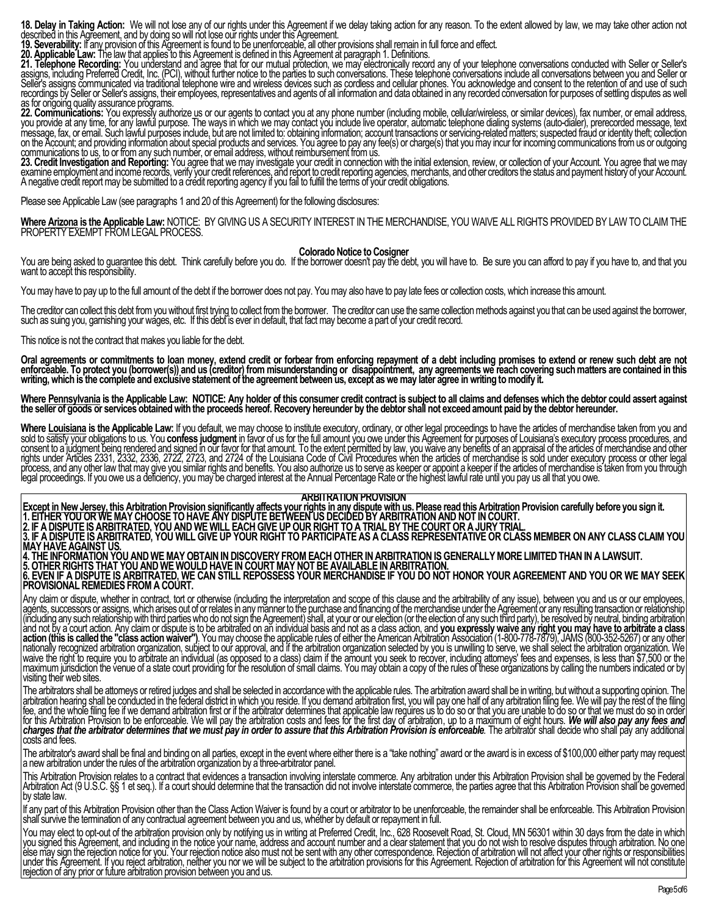**18. Delay in Taking Action:** We will not lose any of our rights under this Agreement if we delay taking action for any reason. To the extent allowed by law, we may take other action not described in this Agreement, and by doing so will not lose our rights under this Agreement.

**19. Severability:** If any provision of this Agreement is found to be unenforceable, all other provisions shall remain in full force and effect.

**20. Applicable Law:** The law that applies to this Agreement is defined in this Agreement at paragraph 1. Definitions.

**21. Telephone Recording:** You understand and agree that for our mutual protection, we may electronically record any of your telephone conversations conducted with Seller or Seller's assigns, including Preferred Credit, Inc. (PCI), without further notice to the parties to such conversations. These telephone conversations include all conversations between you and Seller or Seller's assigns communicated via traditional telephone wire and wireless devices such as cordless and cellular phones. You acknowledge and consent to the retention of and use of such recordings by Seller or Seller's assigns, their employees, representatives and agents of all information and data obtained in any recorded conversation for purposes of settling disputes as well as for ongoing quality assurance programs.

**22. Communications:** You expressly authorize us or our agents to contact you at any phone number (including mobile, cellular/wireless, or similar devices), fax number, or email address, you provide at any time, for any lawful purpose. The ways in which we may contact you include live operator, automatic telephone dialing systems (auto-dialer), prerecorded message, text message, fax, or email. Such lawful purposes include, but are not limited to: obtaining information; account transactions or servicing-related matters; suspected fraud or identity theft; collection on the Account; and providing information about special products and services. You agree to pay any fee(s) or charge(s) that you may incur for incoming communications from us or outgoing communications to us, to or from any such number, or email address, without reimbursement from us.

**23. Credit Investigation and Reporting:** You agree that we may investigate your credit in connection with the initial extension, review, or collection of your Account. You agree that we may examine employment and income records, verify your credit references, and report to credit reporting agencies, merchants, and other creditors the status and payment history of your Account. A negative credit report may be submitted to a credit reporting agency if you fail to fulfill the terms of your credit obligations.

Please see Applicable Law (see paragraphs 1 and 20 of this Agreement) for the following disclosures:

**Where Arizona is the Applicable Law:** NOTICE: BY GIVING US A SECURITY INTEREST IN THE MERCHANDISE, YOU WAIVE ALL RIGHTS PROVIDED BY LAW TO CLAIM THE PROPERTY EXEMPT FROM LEGAL PROCESS.

**Colorado Notice to Cosigner**

You are being asked to guarantee this debt. Think carefully before you do. If the borrower doesn't pay the debt, you will have to. Be sure you can afford to pay if you have to, and that you want to accept this responsibility.

You may have to pay up to the full amount of the debt if the borrower does not pay. You may also have to pay late fees or collection costs, which increase this amount.

The creditor can collect this debt from you without first trying to collect from the borrower. The creditor can use the same collection methods against you that can be used against the borrower, such as suing you, garnishing your wages, etc. If this debt is ever in default, that fact may become a part of your credit record.

This notice is not the contract that makes you liable for the debt.

**Oral agreements or commitments to loan money, extend credit or forbear from enforcing repayment of a debt including promises to extend or renew such debt are not enforceable. To protect you (borrower(s)) and us (creditor) from misunderstanding or disappointment, any agreements we reach covering such matters are contained in this writing, which is the complete and exclusive statement of the agreement between us, except as we may later agree in writing to modify it.**

**Where Pennsylvania is the Applicable Law: NOTICE: Any holder of this consumer credit contract is subject to all claims and defenses which the debtor could assert against the seller of goods or services obtained with the proceeds hereof. Recovery hereunder by the debtor shall not exceed amount paid by the debtor hereunder.**

**Where Louisiana is the Applicable Law:** If you default, we may choose to institute executory, ordinary, or other legal proceedings to have the articles of merchandise taken from you and sold to satisfy your obligations to us. You **confess judgment** in favor of us for the full amount you owe under this Agreement for purposes of Louisiana's executory process procedures, and consent to a judgment being rendered and signed in our favor for that amount. To the extent permitted by law, you waive any benefits of an appraisal of the articles of merchandise and other rights under Articles 2331, 2332, 2336, 2722, 2723, and 2724 of the Louisiana Code of Civil Procedures when the articles of merchandise is sold under executory process or other legal process, and any other law that may give you similar rights and benefits. You also authorize us to serve as keeper or appoint a keeper if the articles of merchandise is taken from you through legal proceedings. If you owe us a deficiency, you may be charged interest at the Annual Percentage Rate or the highest lawful rate until you pay us all that you owe.

## ARBITRATION PROVISION

**Except in New Jersey, this Arbitration Provision significantly affects your rights in any dispute with us. Please read this Arbitration Provision carefully before you sign it.**

**1. EITHER YOU OR WE MAY CHOOSE TO HAVE ANY DISPUTE BETWEEN US DECIDED BY ARBITRATION AND NOT IN COURT.**

**2. IF A DISPUTE IS ARBITRATED, YOU AND WE WILL EACH GIVE UP OUR RIGHT TO A TRIAL BY THE COURT OR A JURY TRIAL.**

**3. IF A DISPUTE IS ARBITRATED, YOU WILL GIVE UP YOUR RIGHT TO PARTICIPATE AS A CLASS REPRESENTATIVE OR CLASS MEMBER ON ANY CLASS CLAIM YOU MAY HAVE AGAINST US.**

**4. THE INFORMATION YOU AND WE MAY OBTAIN IN DISCOVERY FROM EACH OTHER IN ARBITRATION IS GENERALLY MORE LIMITED THAN IN A LAWSUIT.**

**5. OTHER RIGHTS THAT YOU AND WE WOULD HAVE IN COURT MAY NOT BE AVAILABLE IN ARBITRATION.**

**6. EVEN IF A DISPUTE IS ARBITRATED, WE CAN STILL REPOSSESS YOUR MERCHANDISE IF YOU DO NOT HONOR YOUR AGREEMENT AND YOU OR WE MAY SEEK PROVISIONAL REMEDIES FROM A COURT.**

Any claim or dispute, whether in contract, tort or otherwise (including the interpretation and scope of this clause and the arbitrability of any issue), between you and us or our employees, agents, successors or assigns, which arises out of or relates in any manner to the purchase and financing of the merchandise under the Agreement or any resulting transaction or relationship (including any such relationship with third parties who do not sign the Agreement) shall, at your or our election (or the election of any such third party), be resolved by neutral, binding arbitration and not by a court action. Any claim or dispute is to be arbitrated on an individual basis and not as a class action, and **you expressly waive any right you may have to arbitrate a class action (this is called the "class action waiver")**. You may choose the applicable rules of either the American Arbitration Association (1-800-778-7879), JAMS (800-352-5267) or any other nationally recognized arbitration organization, subject to our approval, and if the arbitration organization selected by you is unwilling to serve, we shall select the arbitration organization. We waive the right to require you to arbitrate an individual (as opposed to a class) claim if the amount you seek to recover, including attorneys' fees and expenses, is less than $7,500 or the maximum jurisdiction the venue of a state court providing for the resolution of small claims. You may obtain a copy of the rules of these organizations by calling the numbers indicated or by visiting their web sites.

The arbitrators shall be attorneys or retired judges and shall be selected in accordance with the applicable rules. The arbitration award shall be in writing, but without a supporting opinion. The arbitration hearing shall be conducted in the federal district in which you reside. If you demand arbitration first, you will pay one half of any arbitration filing fee. We will pay the rest of the filing fee, and the whole filing fee if we demand arbitration first or if the arbitrator determines that applicable law requires us to do so or that you are unable to do so or that we must do so in order for this Arbitration Provision to be enforceable. We will pay the arbitration costs and fees for the first day of arbitration, up to a maximum of eight hours. ***We will also pay any fees and charges that the arbitrator determines that we must pay in order to assure that this Arbitration Provision is enforceable***. The arbitrator shall decide who shall pay any additional costs and fees.

The arbitrator's award shall be final and binding on all parties, except in the event where either there is a "take nothing" award or the award is in excess of $100,000 either party may request a new arbitration under the rules of the arbitration organization by a three-arbitrator panel.

This Arbitration Provision relates to a contract that evidences a transaction involving interstate commerce. Any arbitration under this Arbitration Provision shall be governed by the Federal Arbitration Act (9 U.S.C. §§ 1 et seq.). If a court should determine that the transaction did not involve interstate commerce, the parties agree that this Arbitration Provision shall be governed by state law.

If any part of this Arbitration Provision other than the Class Action Waiver is found by a court or arbitrator to be unenforceable, the remainder shall be enforceable. This Arbitration Provision shall survive the termination of any contractual agreement between you and us, whether by default or repayment in full.

You may elect to opt-out of the arbitration provision only by notifying us in writing at Preferred Credit, Inc., 628 Roosevelt Road, St. Cloud, MN 56301 within 30 days from the date in which you signed this Agreement, and including in the notice your name, address and account number and a clear statement that you do not wish to resolve disputes through arbitration. No one else may sign the rejection notice for you. Your rejection notice also must not be sent with any other correspondence. Rejection of arbitration will not affect your other rights or responsibilities under this Agreement. If you reject arbitration, neither you nor we will be subject to the arbitration provisions for this Agreement. Rejection of arbitration for this Agreement will not constitute rejection of any prior or future arbitration provision between you and us.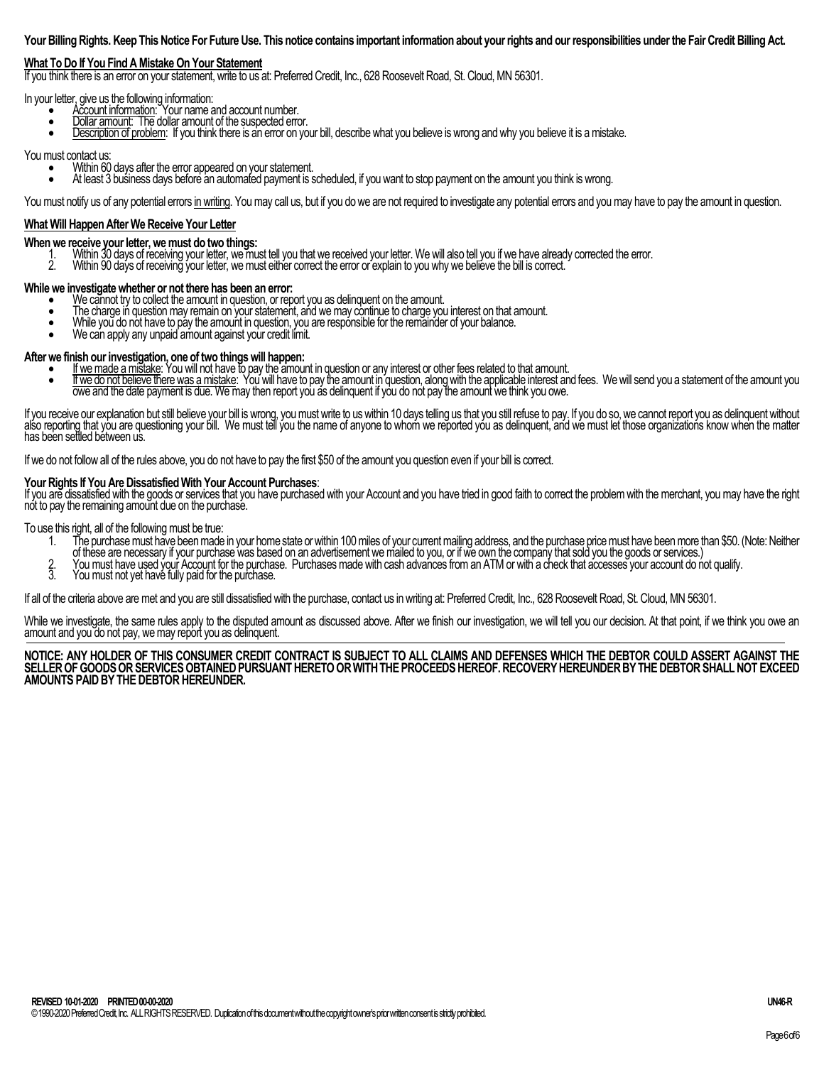**Your Billing Rights. Keep This Notice For Future Use. This notice contains important information about your rights and our responsibilities under the Fair Credit Billing Act.**

**What To Do If You Find A Mistake On Your Statement**

If you think there is an error on your statement, write to us at: Preferred Credit, Inc., 628 Roosevelt Road, St. Cloud, MN 56301.

In your letter, give us the following information:

- Account information: Your name and account number.
- Dollar amount: The dollar amount of the suspected error.
- Description of problem: If you think there is an error on your bill, describe what you believe is wrong and why you believe it is a mistake.

You must contact us:

- Within 60 days after the error appeared on your statement.
- At least 3 business days before an automated payment is scheduled, if you want to stop payment on the amount you think is wrong.

You must notify us of any potential errors in writing. You may call us, but if you do we are not required to investigate any potential errors and you may have to pay the amount in question.

**What Will Happen After We Receive Your Letter**

**When we receive your letter, we must do two things:**

1. Within 30 days of receiving your letter, we must tell you that we received your letter. We will also tell you if we have already corrected the error.
2. Within 90 days of receiving your letter, we must either correct the error or explain to you why we believe the bill is correct.

**While we investigate whether or not there has been an error:**

- We cannot try to collect the amount in question, or report you as delinquent on the amount.
- The charge in question may remain on your statement, and we may continue to charge you interest on that amount.
- While you do not have to pay the amount in question, you are responsible for the remainder of your balance.
- We can apply any unpaid amount against your credit limit.

**After we finish our investigation, one of two things will happen:**

- If we made a mistake: You will not have to pay the amount in question or any interest or other fees related to that amount.
- If we do not believe there was a mistake: You will have to pay the amount in question, along with the applicable interest and fees. We will send you a statement of the amount you owe and the date payment is due. We may then report you as delinquent if you do not pay the amount we think you owe.

If you receive our explanation but still believe your bill is wrong, you must write to us within 10 days telling us that you still refuse to pay. If you do so, we cannot report you as delinquent without also reporting that you are questioning your bill. We must tell you the name of anyone to whom we reported you as delinquent, and we must let those organizations know when the matter has been settled between us.

If we do not follow all of the rules above, you do not have to pay the first $50 of the amount you question even if your bill is correct.

**Your Rights If You Are Dissatisfied With Your Account Purchases**:

If you are dissatisfied with the goods or services that you have purchased with your Account and you have tried in good faith to correct the problem with the merchant, you may have the right not to pay the remaining amount due on the purchase.

To use this right, all of the following must be true:

1. The purchase must have been made in your home state or within 100 miles of your current mailing address, and the purchase price must have been more than $50. (Note: Neither of these are necessary if your purchase was based on an advertisement we mailed to you, or if we own the company that sold you the goods or services.)
2. You must have used your Account for the purchase. Purchases made with cash advances from an ATM or with a check that accesses your account do not qualify.
3. You must not yet have fully paid for the purchase.

If all of the criteria above are met and you are still dissatisfied with the purchase, contact us in writing at: Preferred Credit, Inc., 628 Roosevelt Road, St. Cloud, MN 56301.

While we investigate, the same rules apply to the disputed amount as discussed above. After we finish our investigation, we will tell you our decision. At that point, if we think you owe an amount and you do not pay, we may report you as delinquent.

**NOTICE: ANY HOLDER OF THIS CONSUMER CREDIT CONTRACT IS SUBJECT TO ALL CLAIMS AND DEFENSES WHICH THE DEBTOR COULD ASSERT AGAINST THE SELLER OF GOODS OR SERVICES OBTAINED PURSUANT HERETO OR WITH THE PROCEEDS HEREOF. RECOVERY HEREUNDER BY THE DEBTOR SHALL NOT EXCEED AMOUNTS PAID BY THE DEBTOR HEREUNDER.**

**REVISED 10-01-2020 PRINTED 00-00-2020** **UN46-R**

© 1990-2020 Preferred Credit, Inc. ALL RIGHTS RESERVED. Duplication of this document without the copyright owner's prior written consent is strictly prohibited.